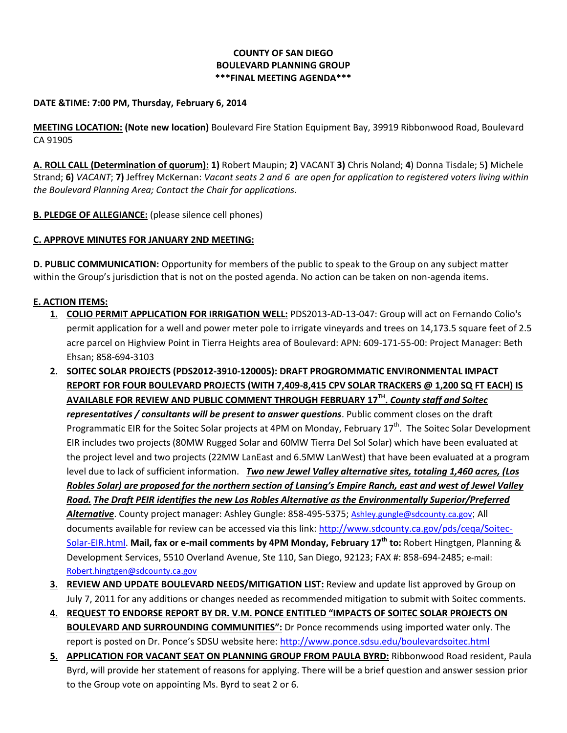**COUNTY OF SAN DIEGO**
**BOULEVARD PLANNING GROUP**
**\*\*\*FINAL MEETING AGENDA\*\*\***

**DATE &TIME: 7:00 PM, Thursday, February 6, 2014**

**MEETING LOCATION: (Note new location)** Boulevard Fire Station Equipment Bay, 39919 Ribbonwood Road, Boulevard CA 91905

**A. ROLL CALL (Determination of quorum): 1)** Robert Maupin; **2)** VACANT **3)** Chris Noland; **4**) Donna Tisdale; 5**)** Michele Strand; **6)** *VACANT*; **7)** Jeffrey McKernan: *Vacant seats 2 and 6 are open for application to registered voters living within the Boulevard Planning Area; Contact the Chair for applications.*

**B. PLEDGE OF ALLEGIANCE:** (please silence cell phones)

**C. APPROVE MINUTES FOR JANUARY 2ND MEETING:**

**D. PUBLIC COMMUNICATION:** Opportunity for members of the public to speak to the Group on any subject matter within the Group's jurisdiction that is not on the posted agenda. No action can be taken on non-agenda items.

**E. ACTION ITEMS:**

1. **COLIO PERMIT APPLICATION FOR IRRIGATION WELL:** PDS2013-AD-13-047: Group will act on Fernando Colio's permit application for a well and power meter pole to irrigate vineyards and trees on 14,173.5 square feet of 2.5 acre parcel on Highview Point in Tierra Heights area of Boulevard: APN: 609-171-55-00: Project Manager: Beth Ehsan; 858-694-3103
2. **SOITEC SOLAR PROJECTS (PDS2012-3910-120005): DRAFT PROGROMMATIC ENVIRONMENTAL IMPACT REPORT FOR FOUR BOULEVARD PROJECTS (WITH 7,409-8,415 CPV SOLAR TRACKERS @ 1,200 SQ FT EACH) IS AVAILABLE FOR REVIEW AND PUBLIC COMMENT THROUGH FEBRUARY 17TH.** ***County staff and Soitec representatives / consultants will be present to answer questions***. Public comment closes on the draft Programmatic EIR for the Soitec Solar projects at 4PM on Monday, February 17th. The Soitec Solar Development EIR includes two projects (80MW Rugged Solar and 60MW Tierra Del Sol Solar) which have been evaluated at the project level and two projects (22MW LanEast and 6.5MW LanWest) that have been evaluated at a program level due to lack of sufficient information. ***Two new Jewel Valley alternative sites, totaling 1,460 acres, (Los Robles Solar) are proposed for the northern section of Lansing's Empire Ranch, east and west of Jewel Valley Road. The Draft PEIR identifies the new Los Robles Alternative as the Environmentally Superior/Preferred Alternative***. County project manager: Ashley Gungle: 858-495-5375; Ashley.gungle@sdcounty.ca.gov; All documents available for review can be accessed via this link: http://www.sdcounty.ca.gov/pds/ceqa/Soitec-Solar-EIR.html. **Mail, fax or e-mail comments by 4PM Monday, February 17th to:** Robert Hingtgen, Planning & Development Services, 5510 Overland Avenue, Ste 110, San Diego, 92123; FAX #: 858-694-2485; e-mail: Robert.hingtgen@sdcounty.ca.gov
3. **REVIEW AND UPDATE BOULEVARD NEEDS/MITIGATION LIST:** Review and update list approved by Group on July 7, 2011 for any additions or changes needed as recommended mitigation to submit with Soitec comments.
4. **REQUEST TO ENDORSE REPORT BY DR. V.M. PONCE ENTITLED "IMPACTS OF SOITEC SOLAR PROJECTS ON BOULEVARD AND SURROUNDING COMMUNITIES":** Dr Ponce recommends using imported water only. The report is posted on Dr. Ponce's SDSU website here: http://www.ponce.sdsu.edu/boulevardsoitec.html
5. **APPLICATION FOR VACANT SEAT ON PLANNING GROUP FROM PAULA BYRD:** Ribbonwood Road resident, Paula Byrd, will provide her statement of reasons for applying. There will be a brief question and answer session prior to the Group vote on appointing Ms. Byrd to seat 2 or 6.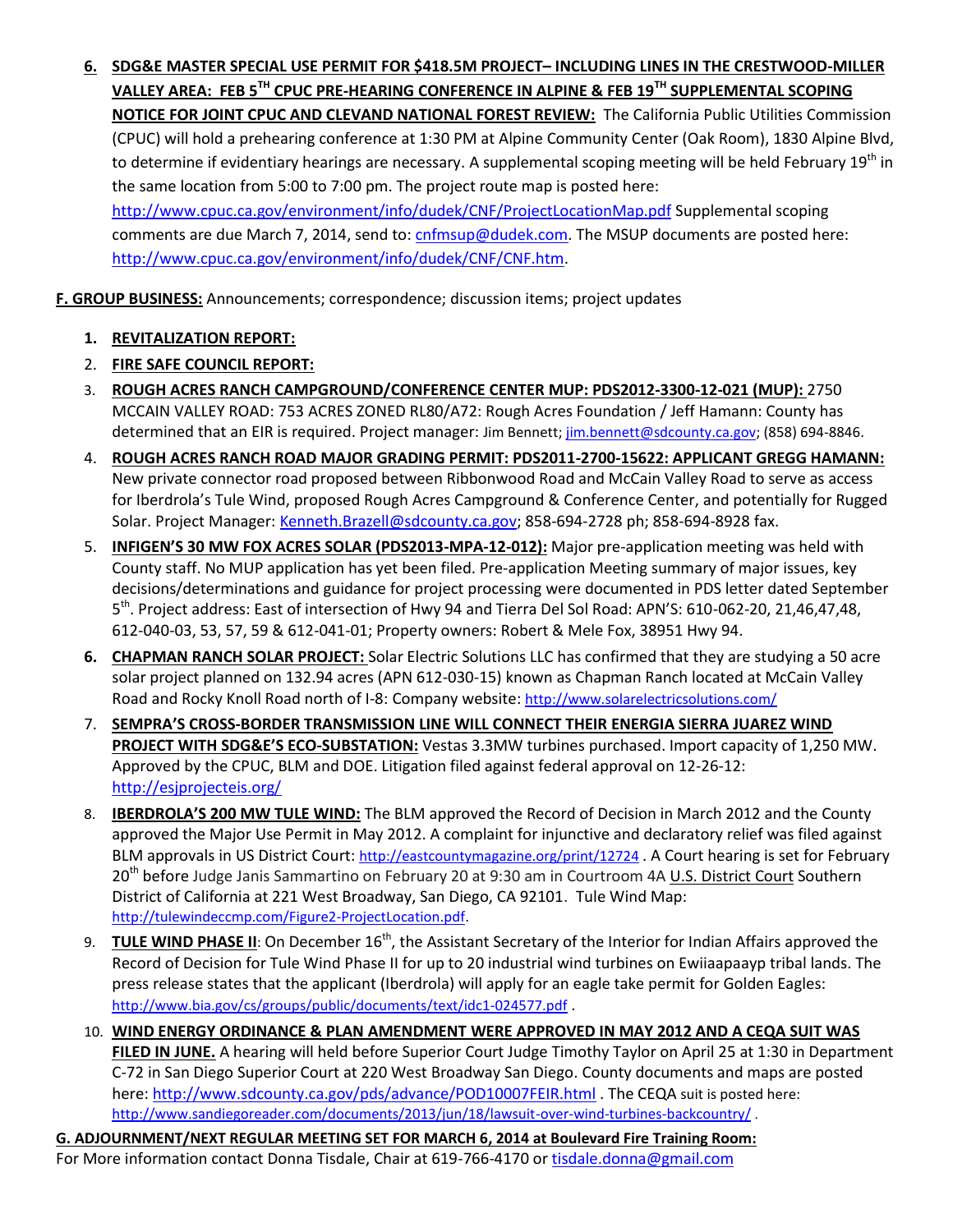6. **SDG&E MASTER SPECIAL USE PERMIT FOR $418.5M PROJECT– INCLUDING LINES IN THE CRESTWOOD-MILLER VALLEY AREA: FEB 5TH CPUC PRE-HEARING CONFERENCE IN ALPINE & FEB 19TH SUPPLEMENTAL SCOPING NOTICE FOR JOINT CPUC AND CLEVAND NATIONAL FOREST REVIEW:** The California Public Utilities Commission (CPUC) will hold a prehearing conference at 1:30 PM at Alpine Community Center (Oak Room), 1830 Alpine Blvd, to determine if evidentiary hearings are necessary. A supplemental scoping meeting will be held February 19th in the same location from 5:00 to 7:00 pm. The project route map is posted here: http://www.cpuc.ca.gov/environment/info/dudek/CNF/ProjectLocationMap.pdf Supplemental scoping comments are due March 7, 2014, send to: cnfmsup@dudek.com. The MSUP documents are posted here: http://www.cpuc.ca.gov/environment/info/dudek/CNF/CNF.htm.

**F. GROUP BUSINESS:** Announcements; correspondence; discussion items; project updates

1. **REVITALIZATION REPORT:**
2. **FIRE SAFE COUNCIL REPORT:**
3. **ROUGH ACRES RANCH CAMPGROUND/CONFERENCE CENTER MUP: PDS2012-3300-12-021 (MUP):** 2750 MCCAIN VALLEY ROAD: 753 ACRES ZONED RL80/A72: Rough Acres Foundation / Jeff Hamann: County has determined that an EIR is required. Project manager: Jim Bennett; jim.bennett@sdcounty.ca.gov; (858) 694-8846.
4. **ROUGH ACRES RANCH ROAD MAJOR GRADING PERMIT: PDS2011-2700-15622: APPLICANT GREGG HAMANN:** New private connector road proposed between Ribbonwood Road and McCain Valley Road to serve as access for Iberdrola's Tule Wind, proposed Rough Acres Campground & Conference Center, and potentially for Rugged Solar. Project Manager: Kenneth.Brazell@sdcounty.ca.gov; 858-694-2728 ph; 858-694-8928 fax.
5. **INFIGEN'S 30 MW FOX ACRES SOLAR (PDS2013-MPA-12-012):** Major pre-application meeting was held with County staff. No MUP application has yet been filed. Pre-application Meeting summary of major issues, key decisions/determinations and guidance for project processing were documented in PDS letter dated September 5th. Project address: East of intersection of Hwy 94 and Tierra Del Sol Road: APN'S: 610-062-20, 21,46,47,48, 612-040-03, 53, 57, 59 & 612-041-01; Property owners: Robert & Mele Fox, 38951 Hwy 94.
6. **CHAPMAN RANCH SOLAR PROJECT:** Solar Electric Solutions LLC has confirmed that they are studying a 50 acre solar project planned on 132.94 acres (APN 612-030-15) known as Chapman Ranch located at McCain Valley Road and Rocky Knoll Road north of I-8: Company website: http://www.solarelectricsolutions.com/
7. **SEMPRA'S CROSS-BORDER TRANSMISSION LINE WILL CONNECT THEIR ENERGIA SIERRA JUAREZ WIND PROJECT WITH SDG&E'S ECO-SUBSTATION:** Vestas 3.3MW turbines purchased. Import capacity of 1,250 MW. Approved by the CPUC, BLM and DOE. Litigation filed against federal approval on 12-26-12: http://esjprojecteis.org/
8. **IBERDROLA'S 200 MW TULE WIND:** The BLM approved the Record of Decision in March 2012 and the County approved the Major Use Permit in May 2012. A complaint for injunctive and declaratory relief was filed against BLM approvals in US District Court: http://eastcountymagazine.org/print/12724 . A Court hearing is set for February 20th before Judge Janis Sammartino on February 20 at 9:30 am in Courtroom 4A U.S. District Court Southern District of California at 221 West Broadway, San Diego, CA 92101. Tule Wind Map: http://tulewindeccmp.com/Figure2-ProjectLocation.pdf.
9. **TULE WIND PHASE II**: On December 16th, the Assistant Secretary of the Interior for Indian Affairs approved the Record of Decision for Tule Wind Phase II for up to 20 industrial wind turbines on Ewiiaapaayp tribal lands. The press release states that the applicant (Iberdrola) will apply for an eagle take permit for Golden Eagles: http://www.bia.gov/cs/groups/public/documents/text/idc1-024577.pdf .
10. **WIND ENERGY ORDINANCE & PLAN AMENDMENT WERE APPROVED IN MAY 2012 AND A CEQA SUIT WAS FILED IN JUNE.** A hearing will held before Superior Court Judge Timothy Taylor on April 25 at 1:30 in Department C-72 in San Diego Superior Court at 220 West Broadway San Diego. County documents and maps are posted here: http://www.sdcounty.ca.gov/pds/advance/POD10007FEIR.html . The CEQA suit is posted here: http://www.sandiegoreader.com/documents/2013/jun/18/lawsuit-over-wind-turbines-backcountry/ .

**G. ADJOURNMENT/NEXT REGULAR MEETING SET FOR MARCH 6, 2014 at Boulevard Fire Training Room:**
For More information contact Donna Tisdale, Chair at 619-766-4170 or tisdale.donna@gmail.com